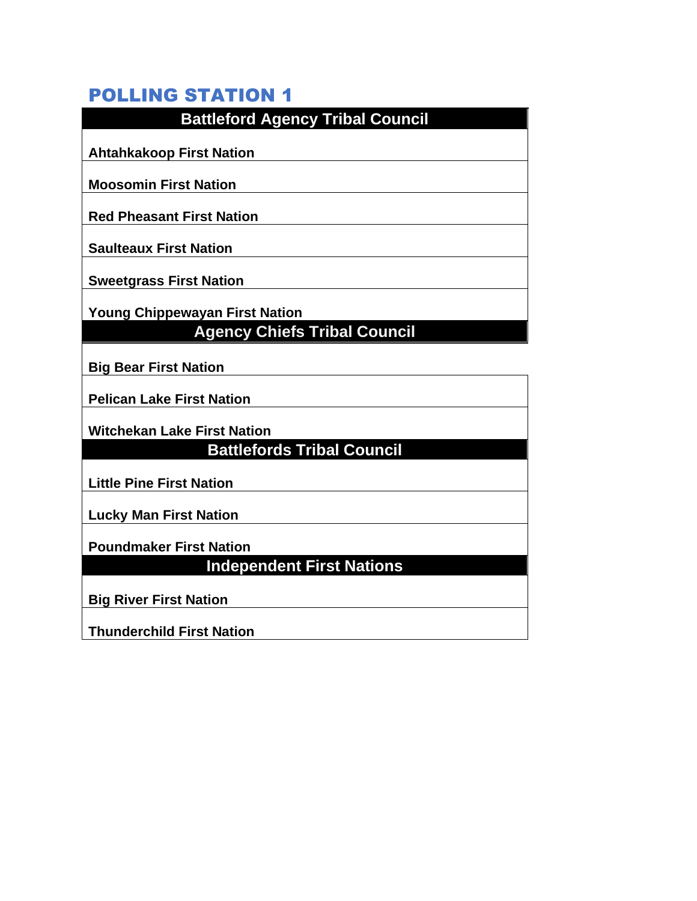# POLLING STATION 1

| Battleford Agency Tribal Council |
|---|
| Ahtahkakoop First Nation |
| Moosomin First Nation |
| Red Pheasant First Nation |
| Saulteaux First Nation |
| Sweetgrass First Nation |
| Young Chippewayan First Nation |
| **Agency Chiefs Tribal Council** |
| Big Bear First Nation |
| Pelican Lake First Nation |
| Witchekan Lake First Nation |
| **Battlefords Tribal Council** |
| Little Pine First Nation |
| Lucky Man First Nation |
| Poundmaker First Nation |
| **Independent First Nations** |
| Big River First Nation |
| Thunderchild First Nation |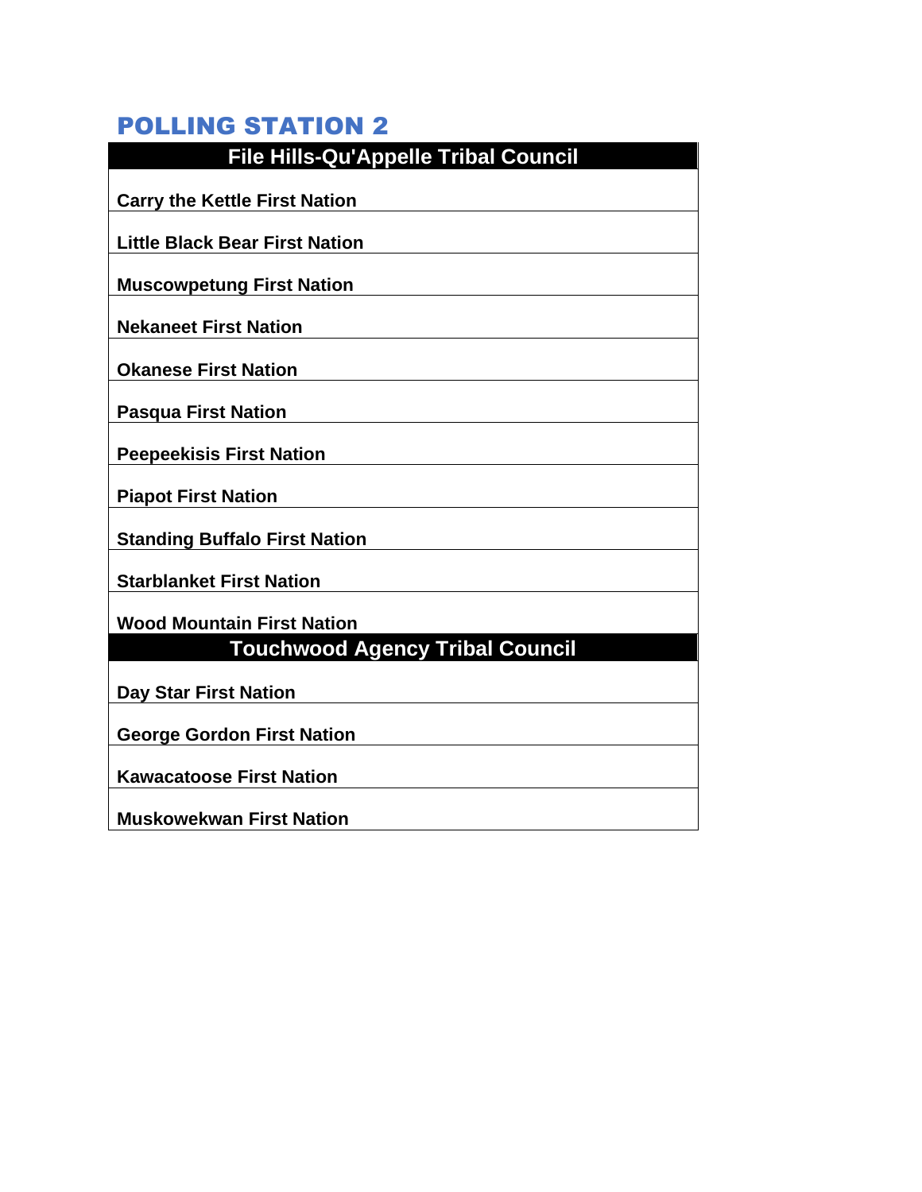## POLLING STATION 2

| File Hills-Qu'Appelle Tribal Council |
|---|
| **Carry the Kettle First Nation** |
| **Little Black Bear First Nation** |
| **Muscowpetung First Nation** |
| **Nekaneet First Nation** |
| **Okanese First Nation** |
| **Pasqua First Nation** |
| **Peepeekisis First Nation** |
| **Piapot First Nation** |
| **Standing Buffalo First Nation** |
| **Starblanket First Nation** |
| **Wood Mountain First Nation** |

| Touchwood Agency Tribal Council |
|---|
| **Day Star First Nation** |
| **George Gordon First Nation** |
| **Kawacatoose First Nation** |
| **Muskowekwan First Nation** |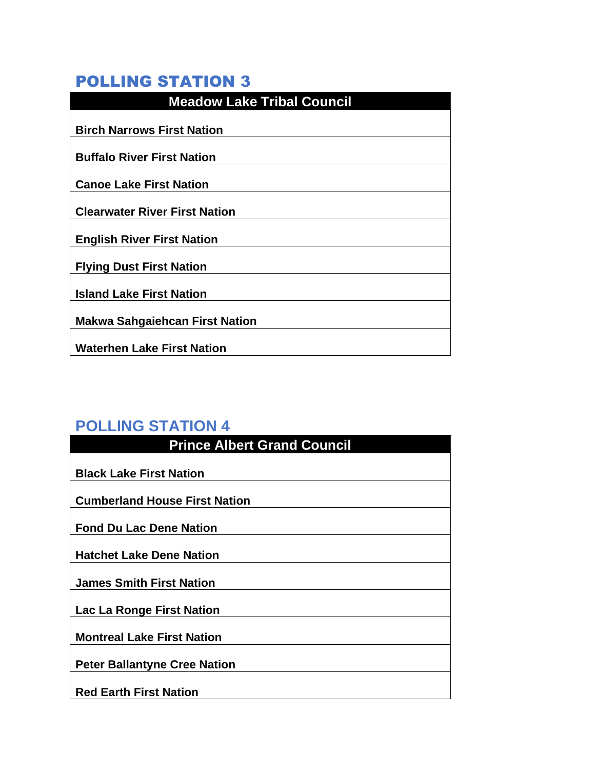## POLLING STATION 3

| Meadow Lake Tribal Council |
|---|
| **Birch Narrows First Nation** |
| **Buffalo River First Nation** |
| **Canoe Lake First Nation** |
| **Clearwater River First Nation** |
| **English River First Nation** |
| **Flying Dust First Nation** |
| **Island Lake First Nation** |
| **Makwa Sahgaiehcan First Nation** |
| **Waterhen Lake First Nation** |

## POLLING STATION 4

| Prince Albert Grand Council |
|---|
| **Black Lake First Nation** |
| **Cumberland House First Nation** |
| **Fond Du Lac Dene Nation** |
| **Hatchet Lake Dene Nation** |
| **James Smith First Nation** |
| **Lac La Ronge First Nation** |
| **Montreal Lake First Nation** |
| **Peter Ballantyne Cree Nation** |
| **Red Earth First Nation** |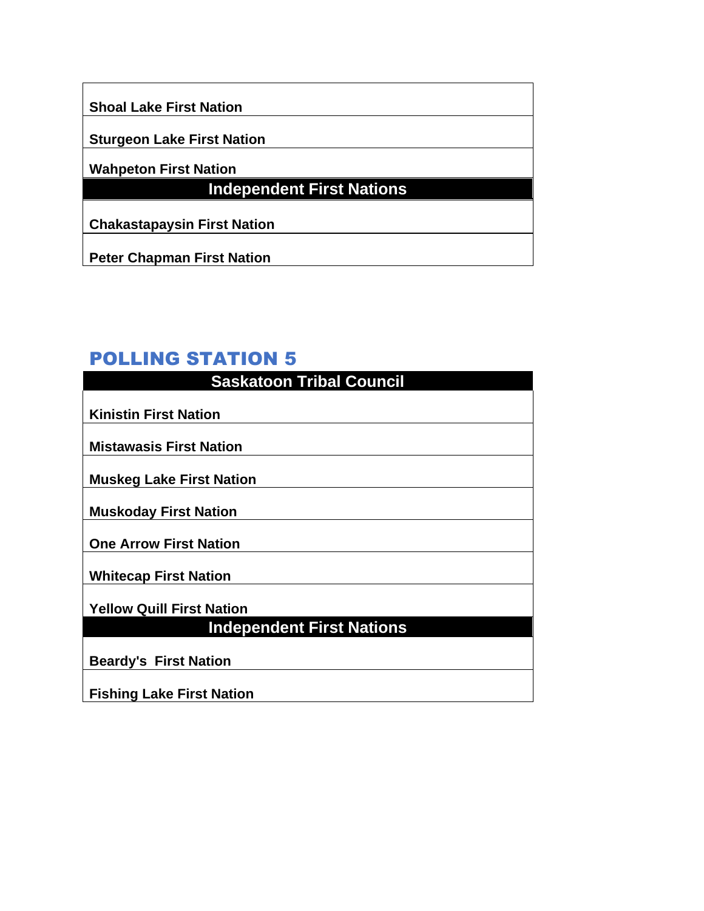| Shoal Lake First Nation |
| --- |
| Sturgeon Lake First Nation |
| Wahpeton First Nation |
| **Independent First Nations** |
| Chakastapaysin First Nation |
| Peter Chapman First Nation |

## POLLING STATION 5

| Saskatoon Tribal Council |
| --- |
| Kinistin First Nation |
| Mistawasis First Nation |
| Muskeg Lake First Nation |
| Muskoday First Nation |
| One Arrow First Nation |
| Whitecap First Nation |
| Yellow Quill First Nation |
| **Independent First Nations** |
| Beardy's  First Nation |
| Fishing Lake First Nation |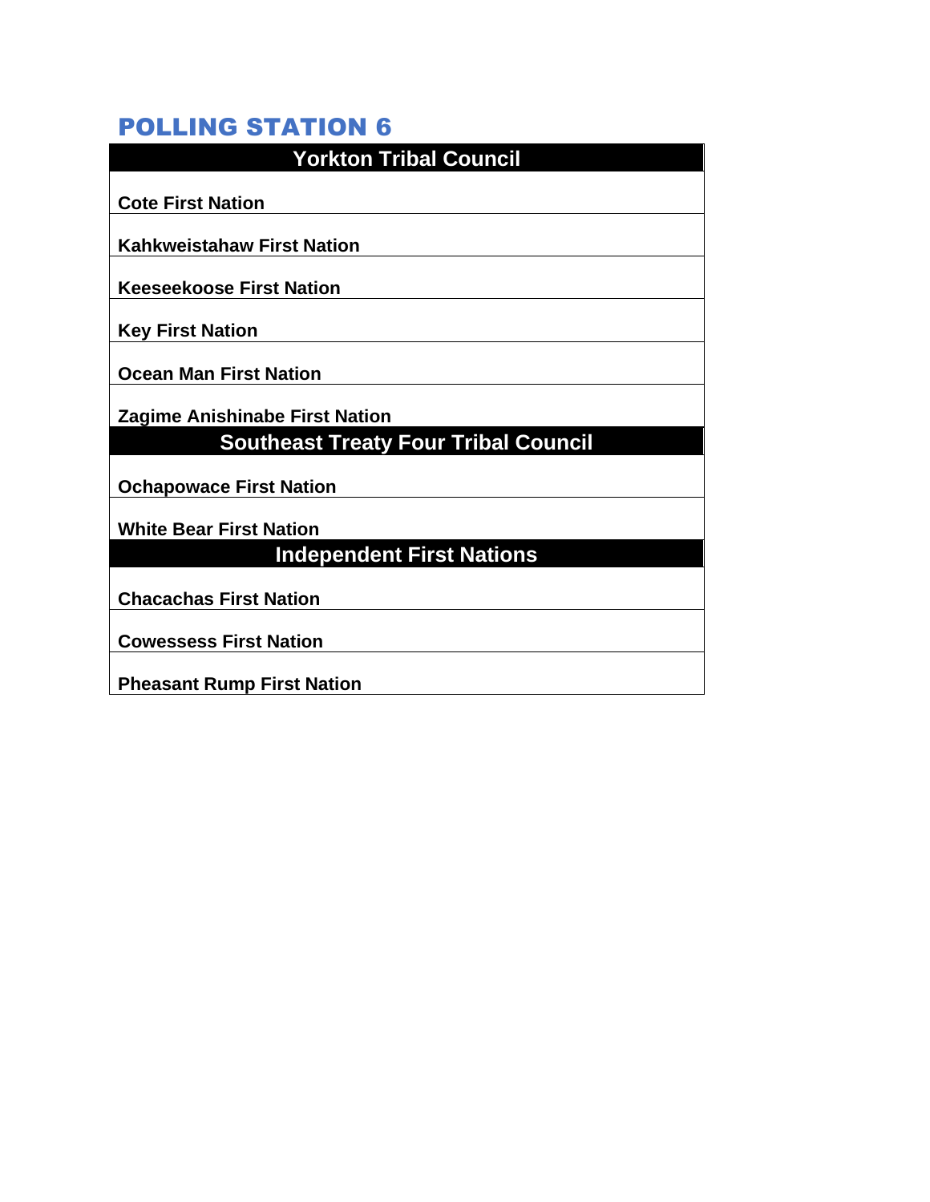## POLLING STATION 6

| Yorkton Tribal Council |
| --- |
| **Cote First Nation** |
| **Kahkweistahaw First Nation** |
| **Keeseekoose First Nation** |
| **Key First Nation** |
| **Ocean Man First Nation** |
| **Zagime Anishinabe First Nation** |
| **Southeast Treaty Four Tribal Council** |
| **Ochapowace First Nation** |
| **White Bear First Nation** |
| **Independent First Nations** |
| **Chacachas First Nation** |
| **Cowessess First Nation** |
| **Pheasant Rump First Nation** |